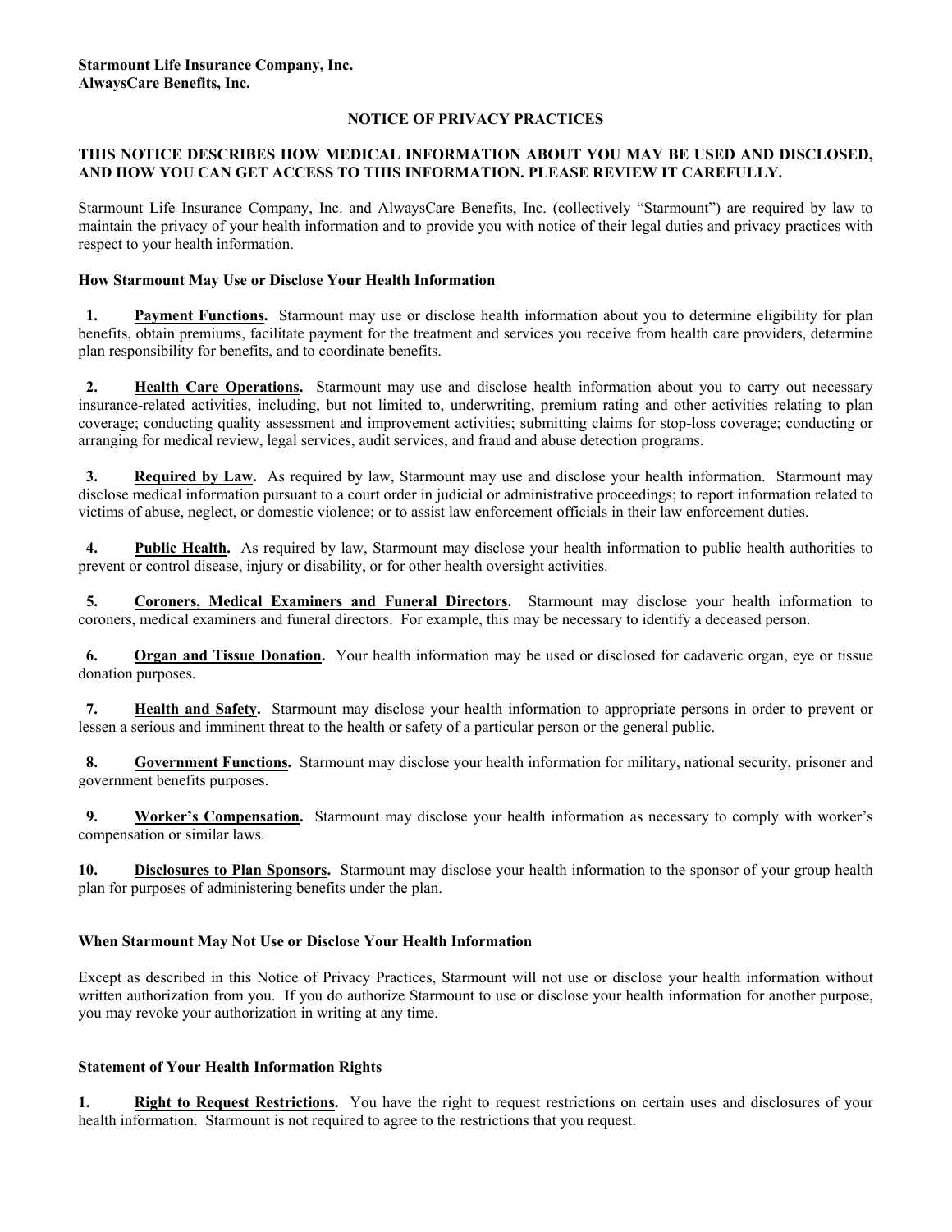**Starmount Life Insurance Company, Inc.**
**AlwaysCare Benefits, Inc.**

# NOTICE OF PRIVACY PRACTICES

**THIS NOTICE DESCRIBES HOW MEDICAL INFORMATION ABOUT YOU MAY BE USED AND DISCLOSED, AND HOW YOU CAN GET ACCESS TO THIS INFORMATION. PLEASE REVIEW IT CAREFULLY.**

Starmount Life Insurance Company, Inc. and AlwaysCare Benefits, Inc. (collectively "Starmount") are required by law to maintain the privacy of your health information and to provide you with notice of their legal duties and privacy practices with respect to your health information.

## How Starmount May Use or Disclose Your Health Information

1. **Payment Functions.** Starmount may use or disclose health information about you to determine eligibility for plan benefits, obtain premiums, facilitate payment for the treatment and services you receive from health care providers, determine plan responsibility for benefits, and to coordinate benefits.

2. **Health Care Operations.** Starmount may use and disclose health information about you to carry out necessary insurance-related activities, including, but not limited to, underwriting, premium rating and other activities relating to plan coverage; conducting quality assessment and improvement activities; submitting claims for stop-loss coverage; conducting or arranging for medical review, legal services, audit services, and fraud and abuse detection programs.

3. **Required by Law.** As required by law, Starmount may use and disclose your health information. Starmount may disclose medical information pursuant to a court order in judicial or administrative proceedings; to report information related to victims of abuse, neglect, or domestic violence; or to assist law enforcement officials in their law enforcement duties.

4. **Public Health.** As required by law, Starmount may disclose your health information to public health authorities to prevent or control disease, injury or disability, or for other health oversight activities.

5. **Coroners, Medical Examiners and Funeral Directors.** Starmount may disclose your health information to coroners, medical examiners and funeral directors. For example, this may be necessary to identify a deceased person.

6. **Organ and Tissue Donation.** Your health information may be used or disclosed for cadaveric organ, eye or tissue donation purposes.

7. **Health and Safety.** Starmount may disclose your health information to appropriate persons in order to prevent or lessen a serious and imminent threat to the health or safety of a particular person or the general public.

8. **Government Functions.** Starmount may disclose your health information for military, national security, prisoner and government benefits purposes.

9. **Worker's Compensation.** Starmount may disclose your health information as necessary to comply with worker's compensation or similar laws.

10. **Disclosures to Plan Sponsors.** Starmount may disclose your health information to the sponsor of your group health plan for purposes of administering benefits under the plan.

## When Starmount May Not Use or Disclose Your Health Information

Except as described in this Notice of Privacy Practices, Starmount will not use or disclose your health information without written authorization from you. If you do authorize Starmount to use or disclose your health information for another purpose, you may revoke your authorization in writing at any time.

## Statement of Your Health Information Rights

1. **Right to Request Restrictions.** You have the right to request restrictions on certain uses and disclosures of your health information. Starmount is not required to agree to the restrictions that you request.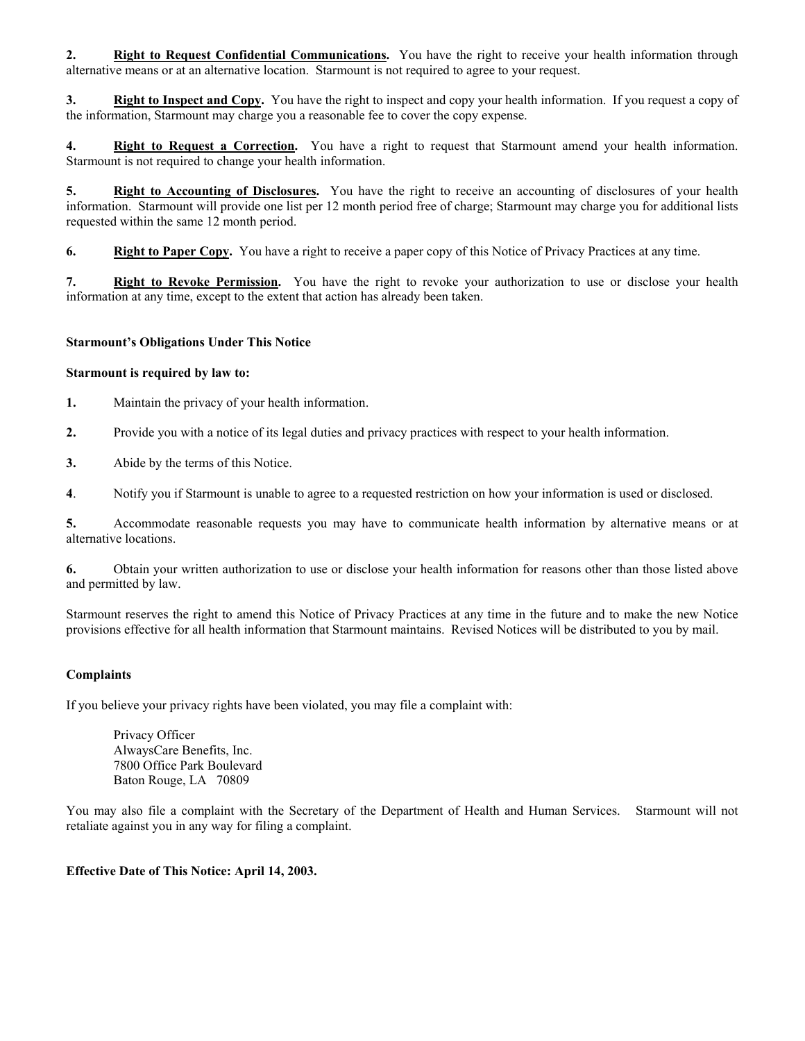2. **Right to Request Confidential Communications.** You have the right to receive your health information through alternative means or at an alternative location. Starmount is not required to agree to your request.

3. **Right to Inspect and Copy.** You have the right to inspect and copy your health information. If you request a copy of the information, Starmount may charge you a reasonable fee to cover the copy expense.

4. **Right to Request a Correction.** You have a right to request that Starmount amend your health information. Starmount is not required to change your health information.

5. **Right to Accounting of Disclosures.** You have the right to receive an accounting of disclosures of your health information. Starmount will provide one list per 12 month period free of charge; Starmount may charge you for additional lists requested within the same 12 month period.

6. **Right to Paper Copy.** You have a right to receive a paper copy of this Notice of Privacy Practices at any time.

7. **Right to Revoke Permission.** You have the right to revoke your authorization to use or disclose your health information at any time, except to the extent that action has already been taken.

**Starmount's Obligations Under This Notice**

**Starmount is required by law to:**

1. Maintain the privacy of your health information.

2. Provide you with a notice of its legal duties and privacy practices with respect to your health information.

3. Abide by the terms of this Notice.

4. Notify you if Starmount is unable to agree to a requested restriction on how your information is used or disclosed.

5. Accommodate reasonable requests you may have to communicate health information by alternative means or at alternative locations.

6. Obtain your written authorization to use or disclose your health information for reasons other than those listed above and permitted by law.

Starmount reserves the right to amend this Notice of Privacy Practices at any time in the future and to make the new Notice provisions effective for all health information that Starmount maintains. Revised Notices will be distributed to you by mail.

**Complaints**

If you believe your privacy rights have been violated, you may file a complaint with:

Privacy Officer
AlwaysCare Benefits, Inc.
7800 Office Park Boulevard
Baton Rouge, LA 70809

You may also file a complaint with the Secretary of the Department of Health and Human Services. Starmount will not retaliate against you in any way for filing a complaint.

**Effective Date of This Notice: April 14, 2003.**